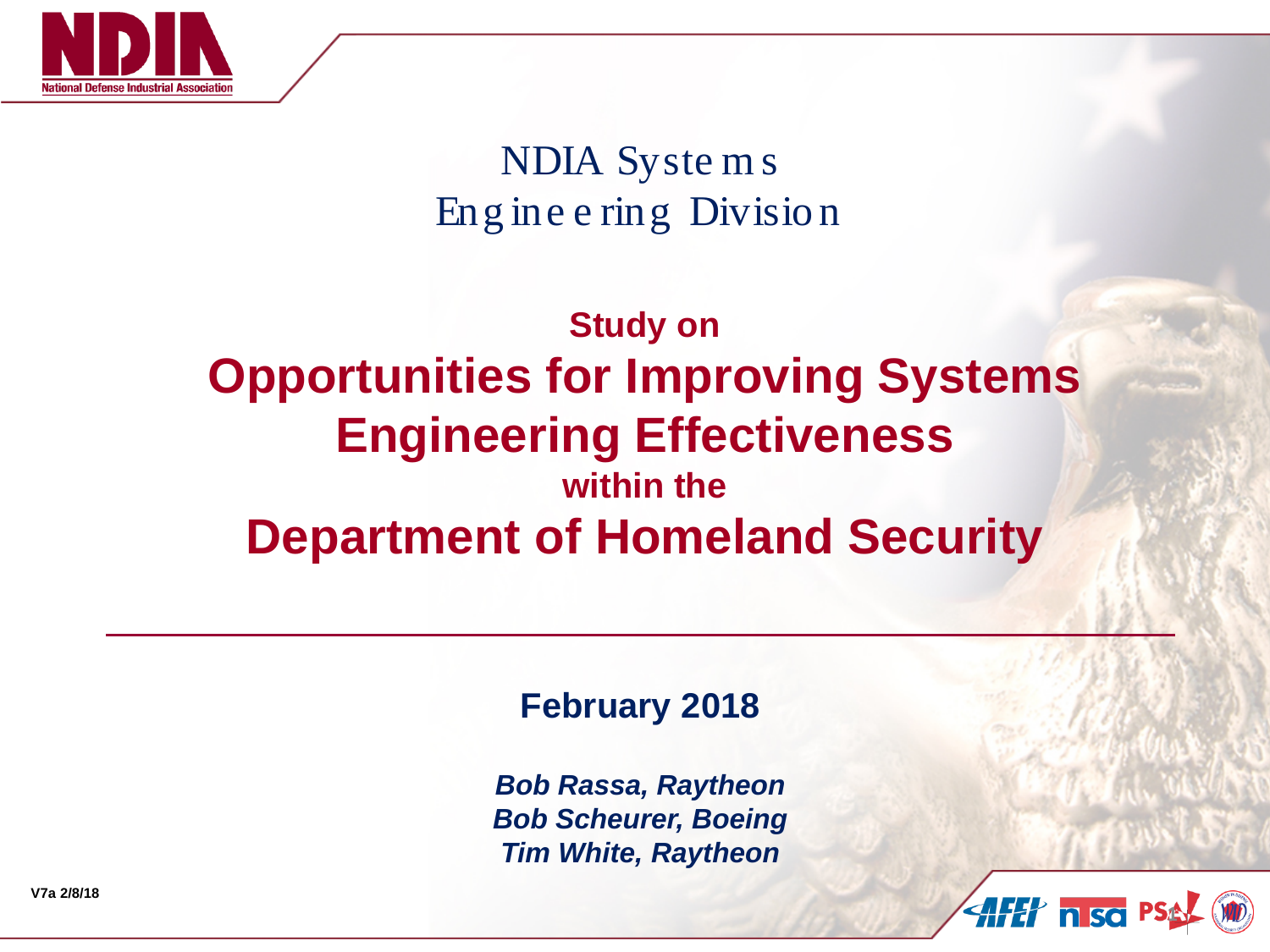NDIA Systems Engineering Division

# Study on Opportunities for Improving Systems Engineering Effectiveness within the Department of Homeland Security

**February 2018**

***Bob Rassa, Raytheon***
***Bob Scheurer, Boeing***
***Tim White, Raytheon***

**V7a 2/8/18**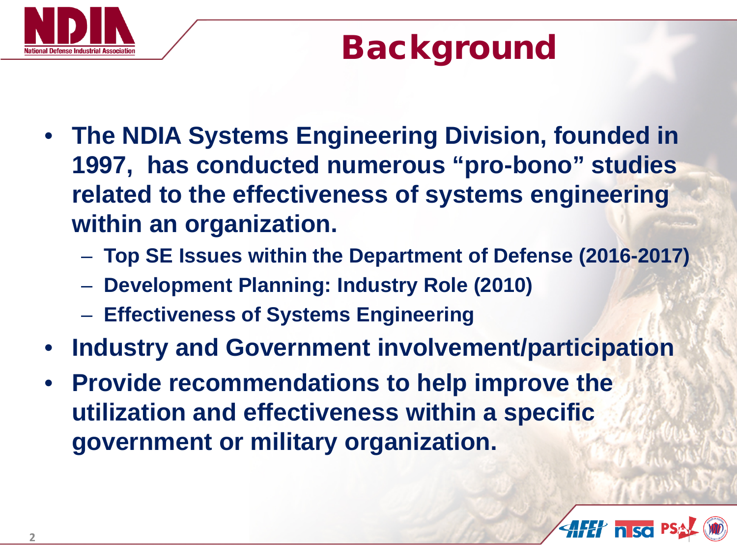# Background

- **The NDIA Systems Engineering Division, founded in 1997, has conducted numerous "pro-bono" studies related to the effectiveness of systems engineering within an organization.**
  - **Top SE Issues within the Department of Defense (2016-2017)**
  - **Development Planning: Industry Role (2010)**
  - **Effectiveness of Systems Engineering**
- **Industry and Government involvement/participation**
- **Provide recommendations to help improve the utilization and effectiveness within a specific government or military organization.**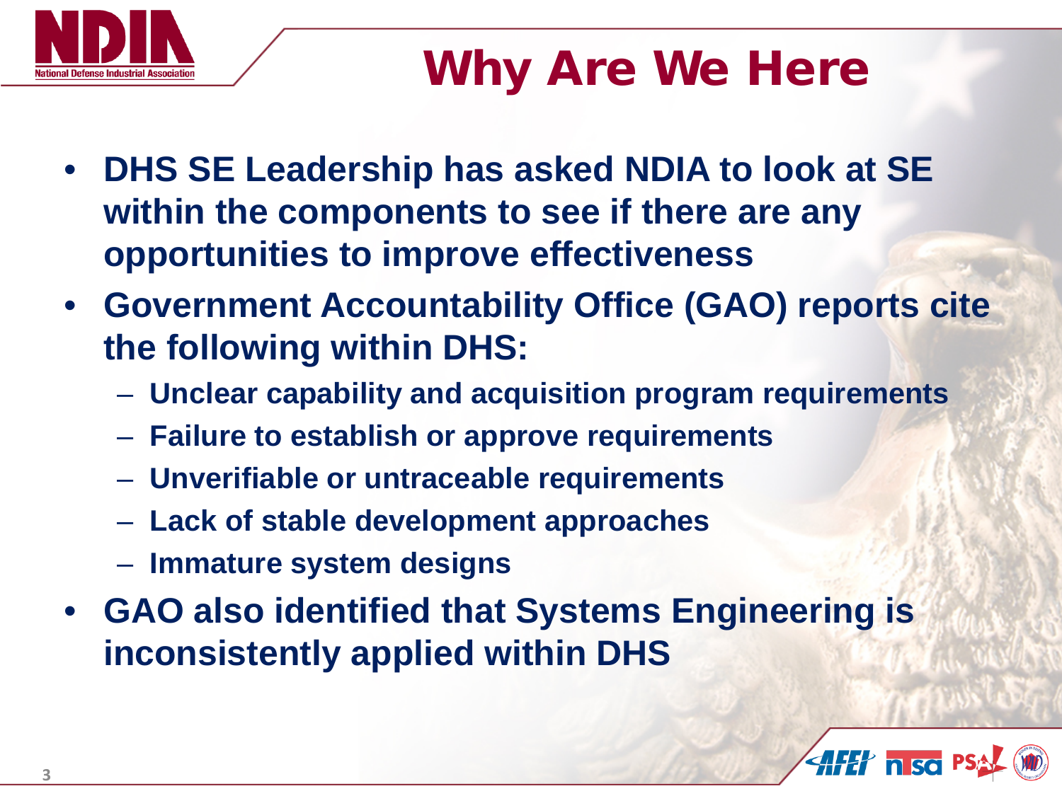# Why Are We Here

- **DHS SE Leadership has asked NDIA to look at SE within the components to see if there are any opportunities to improve effectiveness**
- **Government Accountability Office (GAO) reports cite the following within DHS:**
  - **Unclear capability and acquisition program requirements**
  - **Failure to establish or approve requirements**
  - **Unverifiable or untraceable requirements**
  - **Lack of stable development approaches**
  - **Immature system designs**
- **GAO also identified that Systems Engineering is inconsistently applied within DHS**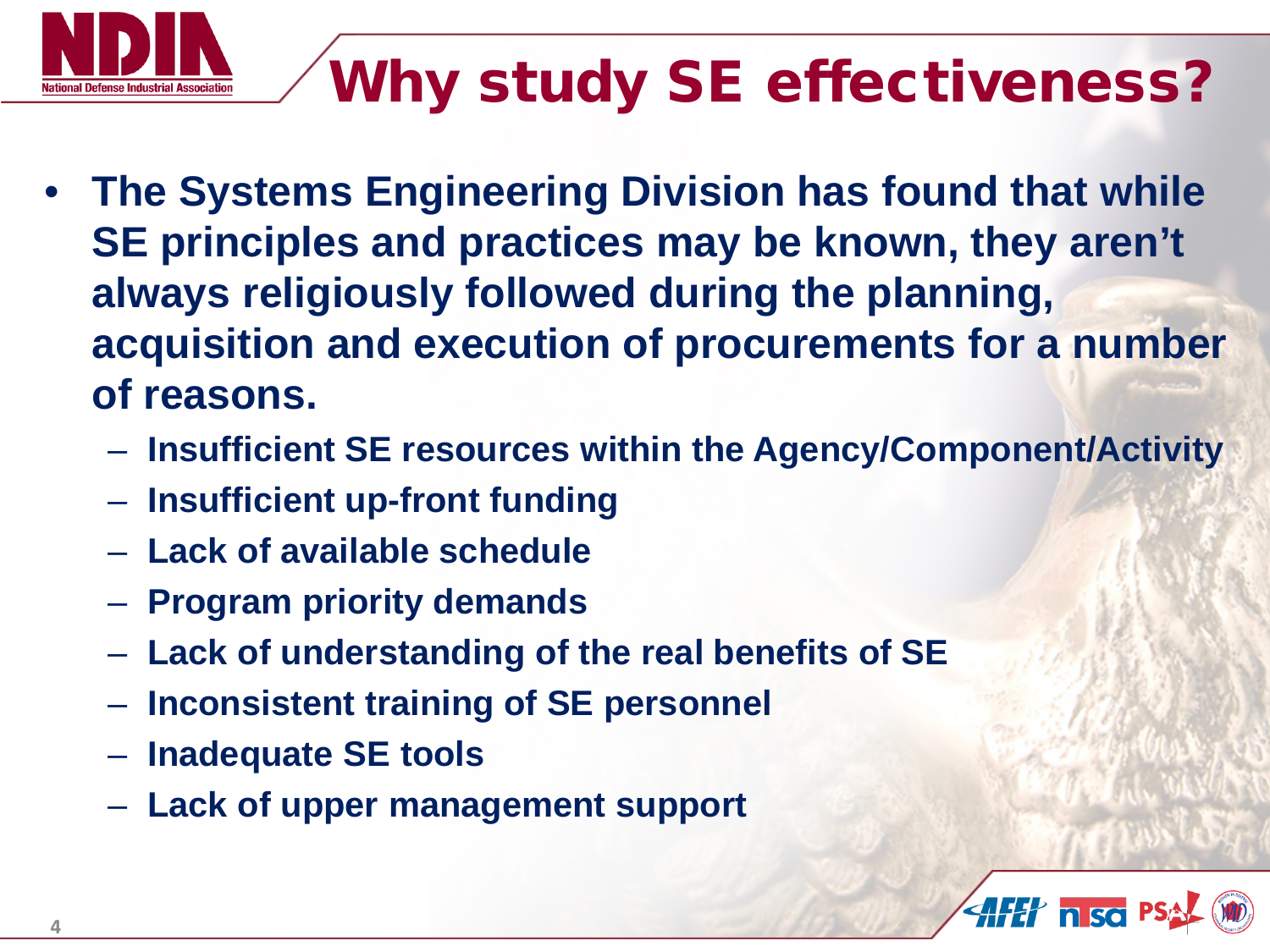# Why study SE effectiveness?

- **The Systems Engineering Division has found that while SE principles and practices may be known, they aren't always religiously followed during the planning, acquisition and execution of procurements for a number of reasons.**
  - **Insufficient SE resources within the Agency/Component/Activity**
  - **Insufficient up-front funding**
  - **Lack of available schedule**
  - **Program priority demands**
  - **Lack of understanding of the real benefits of SE**
  - **Inconsistent training of SE personnel**
  - **Inadequate SE tools**
  - **Lack of upper management support**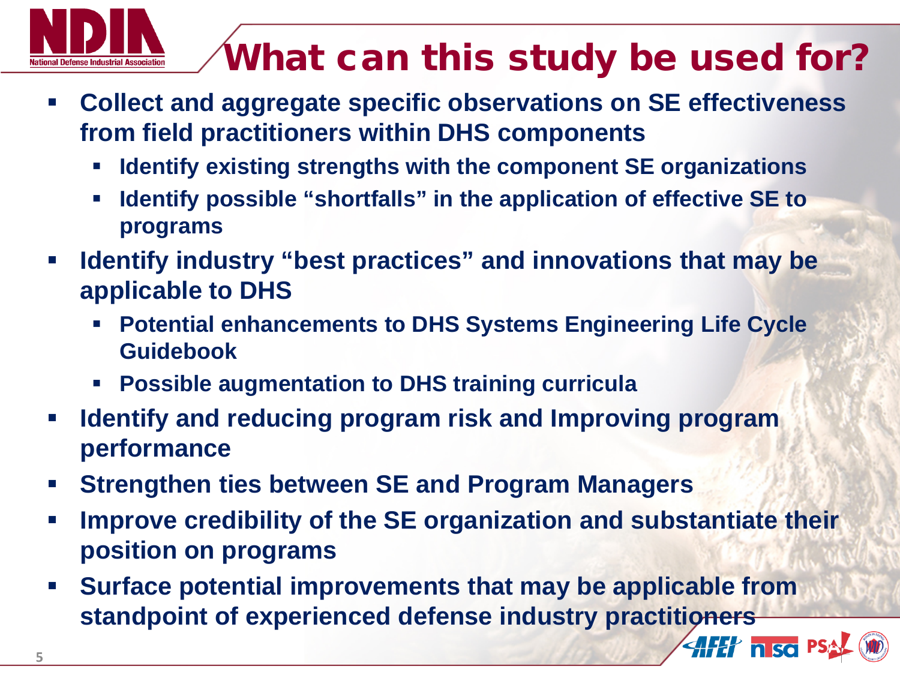# What can this study be used for?

- Collect and aggregate specific observations on SE effectiveness from field practitioners within DHS components
  - Identify existing strengths with the component SE organizations
  - Identify possible "shortfalls" in the application of effective SE to programs
- Identify industry "best practices" and innovations that may be applicable to DHS
  - Potential enhancements to DHS Systems Engineering Life Cycle Guidebook
  - Possible augmentation to DHS training curricula
- Identify and reducing program risk and Improving program performance
- Strengthen ties between SE and Program Managers
- Improve credibility of the SE organization and substantiate their position on programs
- Surface potential improvements that may be applicable from standpoint of experienced defense industry practitioners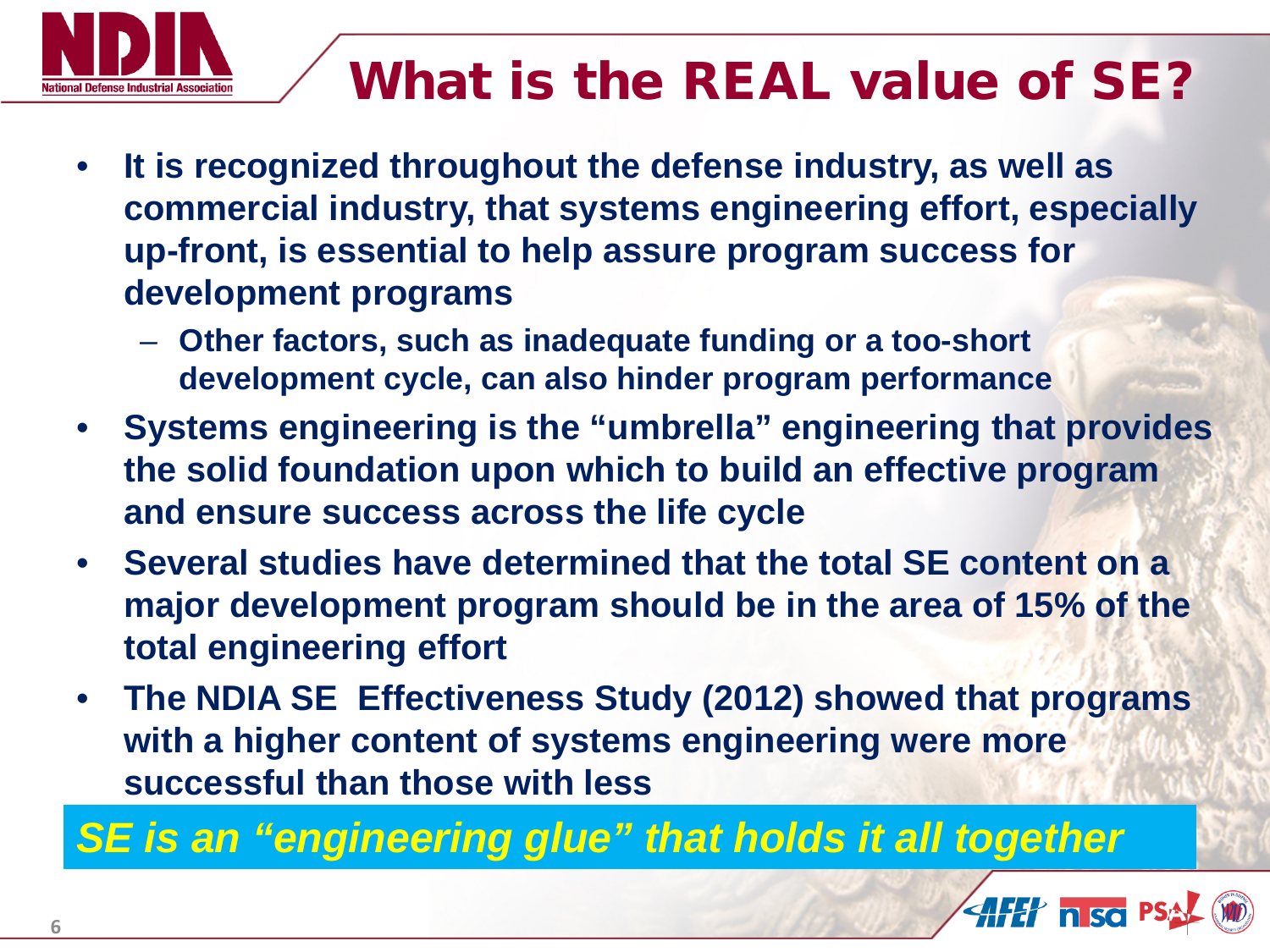# What is the REAL value of SE?

- **It is recognized throughout the defense industry, as well as commercial industry, that systems engineering effort, especially up-front, is essential to help assure program success for development programs**
  - **Other factors, such as inadequate funding or a too-short development cycle, can also hinder program performance**
- **Systems engineering is the "umbrella" engineering that provides the solid foundation upon which to build an effective program and ensure success across the life cycle**
- **Several studies have determined that the total SE content on a major development program should be in the area of 15% of the total engineering effort**
- **The NDIA SE Effectiveness Study (2012) showed that programs with a higher content of systems engineering were more successful than those with less**

***SE is an "engineering glue" that holds it all together***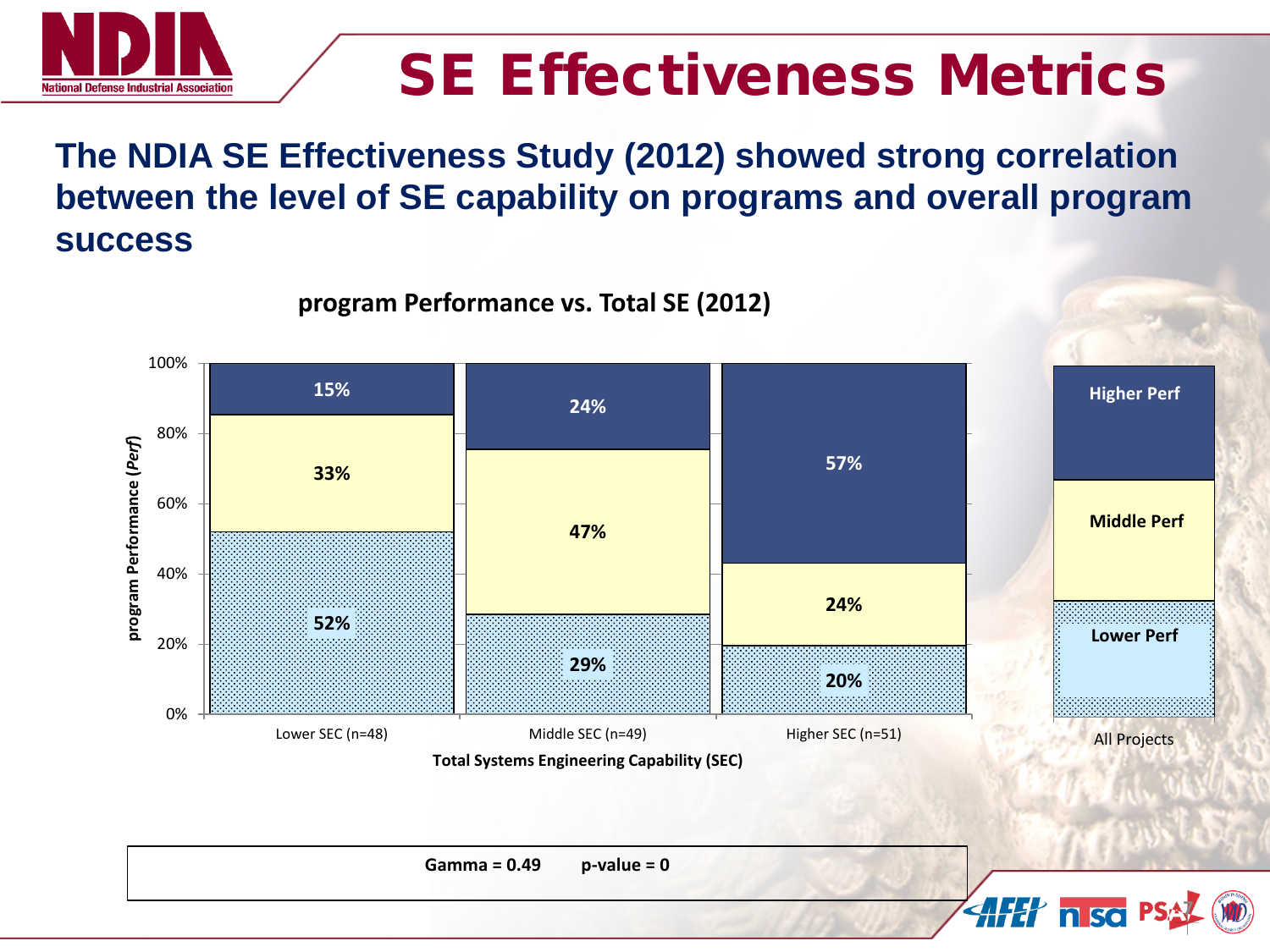# SE Effectiveness Metrics

**The NDIA SE Effectiveness Study (2012) showed strong correlation between the level of SE capability on programs and overall program success**

**program Performance vs. Total SE (2012)**

| program Performance (*Perf*) | Lower SEC (n=48) | Middle SEC (n=49) | Higher SEC (n=51) |
|---|---|---|---|
| Higher Perf | 15% | 24% | 57% |
| Middle Perf | 33% | 47% | 24% |
| Lower Perf | 52% | 29% | 20% |

**Total Systems Engineering Capability (SEC)**

All Projects: Higher Perf, Middle Perf, Lower Perf

**Gamma = 0.49 p-value = 0**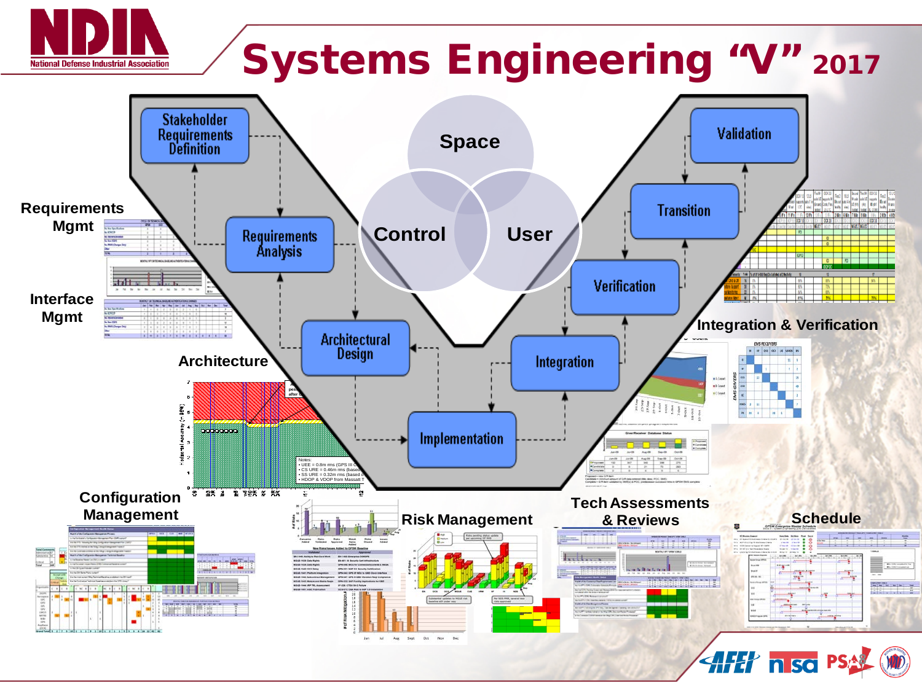# Systems Engineering "V" 2017

- Stakeholder Requirements Definition
- Requirements Analysis
- Architectural Design
- Implementation
- Integration
- Verification
- Transition
- Validation

Space

Control

User

Requirements Mgmt

Interface Mgmt

Architecture

Configuration Management

Risk Management

Tech Assessments & Reviews

Schedule

Integration & Verification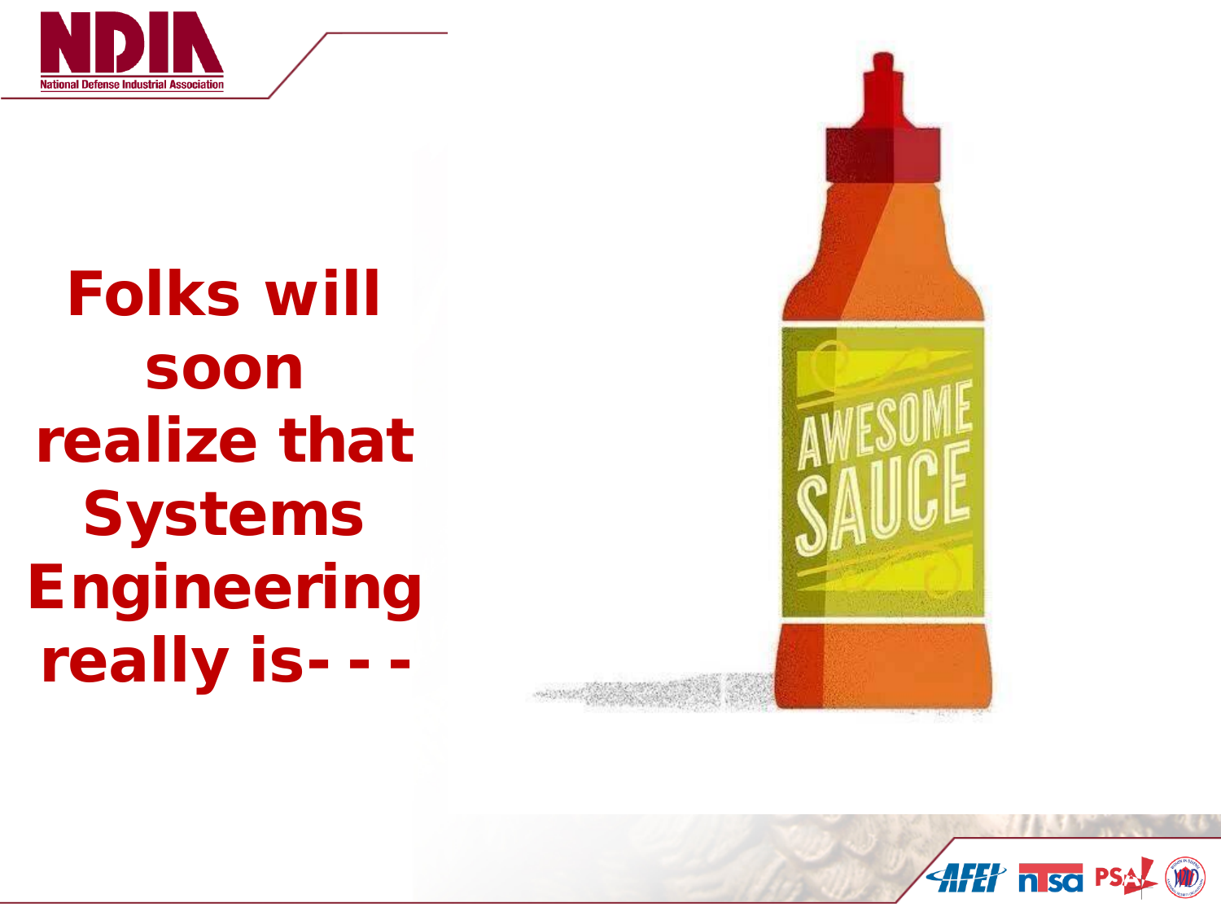**Folks will soon realize that Systems Engineering really is- - -**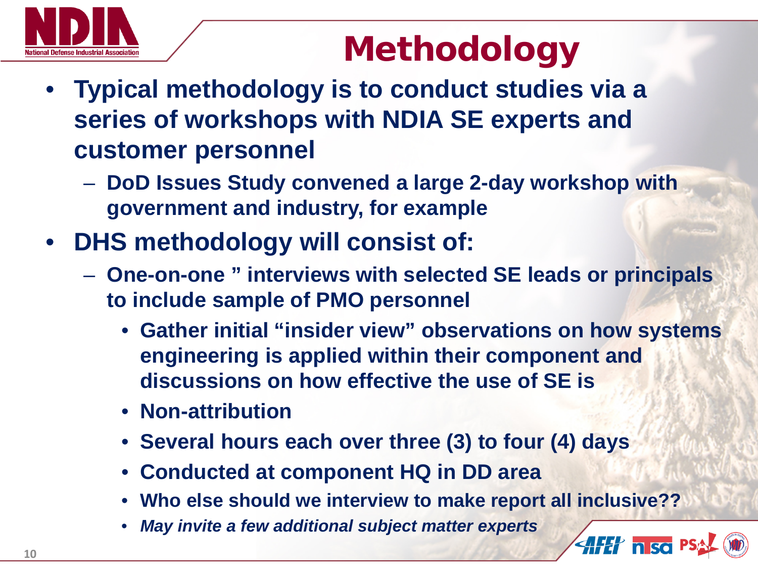# Methodology

- **Typical methodology is to conduct studies via a series of workshops with NDIA SE experts and customer personnel**
  - **DoD Issues Study convened a large 2-day workshop with government and industry, for example**
- **DHS methodology will consist of:**
  - **One-on-one " interviews with selected SE leads or principals to include sample of PMO personnel**
    - **Gather initial "insider view" observations on how systems engineering is applied within their component and discussions on how effective the use of SE is**
    - **Non-attribution**
    - **Several hours each over three (3) to four (4) days**
    - **Conducted at component HQ in DD area**
    - **Who else should we interview to make report all inclusive??**
    - ***May invite a few additional subject matter experts***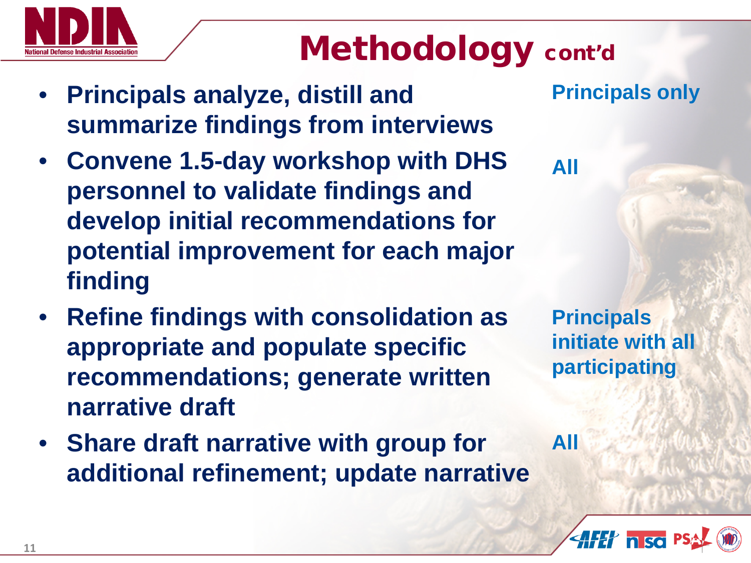# Methodology cont'd

| Step | Participants |
|---|---|
| Principals analyze, distill and summarize findings from interviews | Principals only |
| Convene 1.5-day workshop with DHS personnel to validate findings and develop initial recommendations for potential improvement for each major finding | All |
| Refine findings with consolidation as appropriate and populate specific recommendations; generate written narrative draft | Principals initiate with all participating |
| Share draft narrative with group for additional refinement; update narrative | All |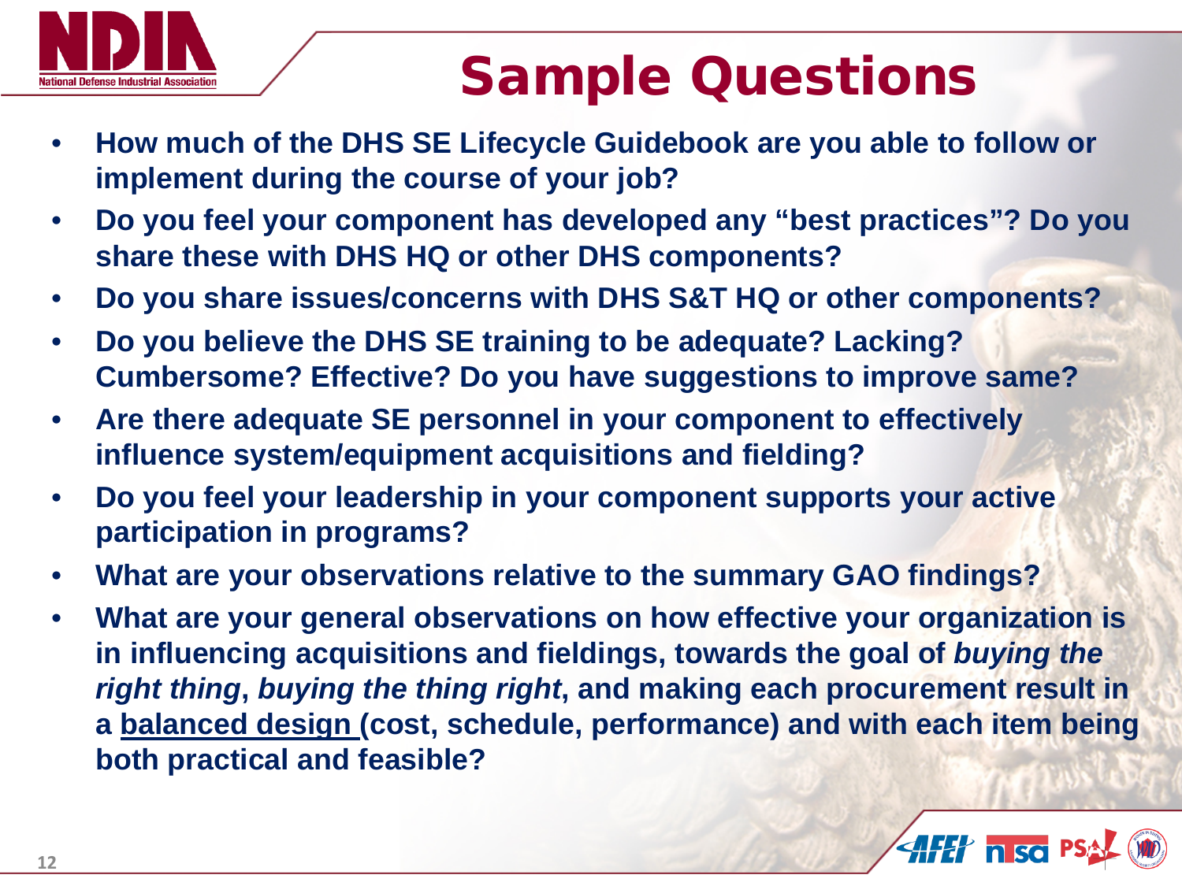# Sample Questions

- **How much of the DHS SE Lifecycle Guidebook are you able to follow or implement during the course of your job?**
- **Do you feel your component has developed any "best practices"? Do you share these with DHS HQ or other DHS components?**
- **Do you share issues/concerns with DHS S&T HQ or other components?**
- **Do you believe the DHS SE training to be adequate? Lacking? Cumbersome? Effective? Do you have suggestions to improve same?**
- **Are there adequate SE personnel in your component to effectively influence system/equipment acquisitions and fielding?**
- **Do you feel your leadership in your component supports your active participation in programs?**
- **What are your observations relative to the summary GAO findings?**
- **What are your general observations on how effective your organization is in influencing acquisitions and fieldings, towards the goal of *buying the right thing*, *buying the thing right*, and making each procurement result in a <u>balanced design</u> (cost, schedule, performance) and with each item being both practical and feasible?**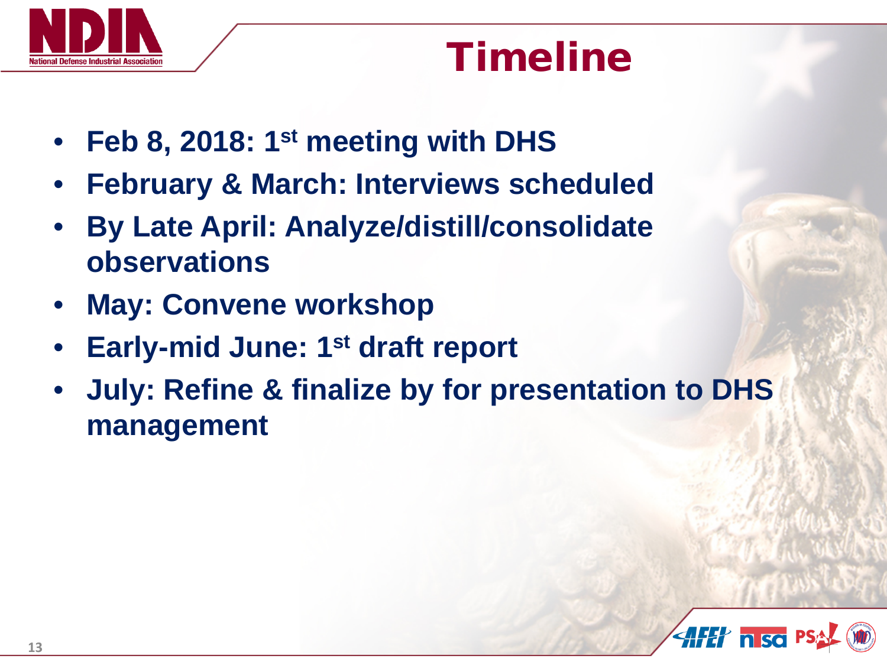# Timeline

- **Feb 8, 2018: 1st meeting with DHS**
- **February & March: Interviews scheduled**
- **By Late April: Analyze/distill/consolidate observations**
- **May: Convene workshop**
- **Early-mid June: 1st draft report**
- **July: Refine & finalize by for presentation to DHS management**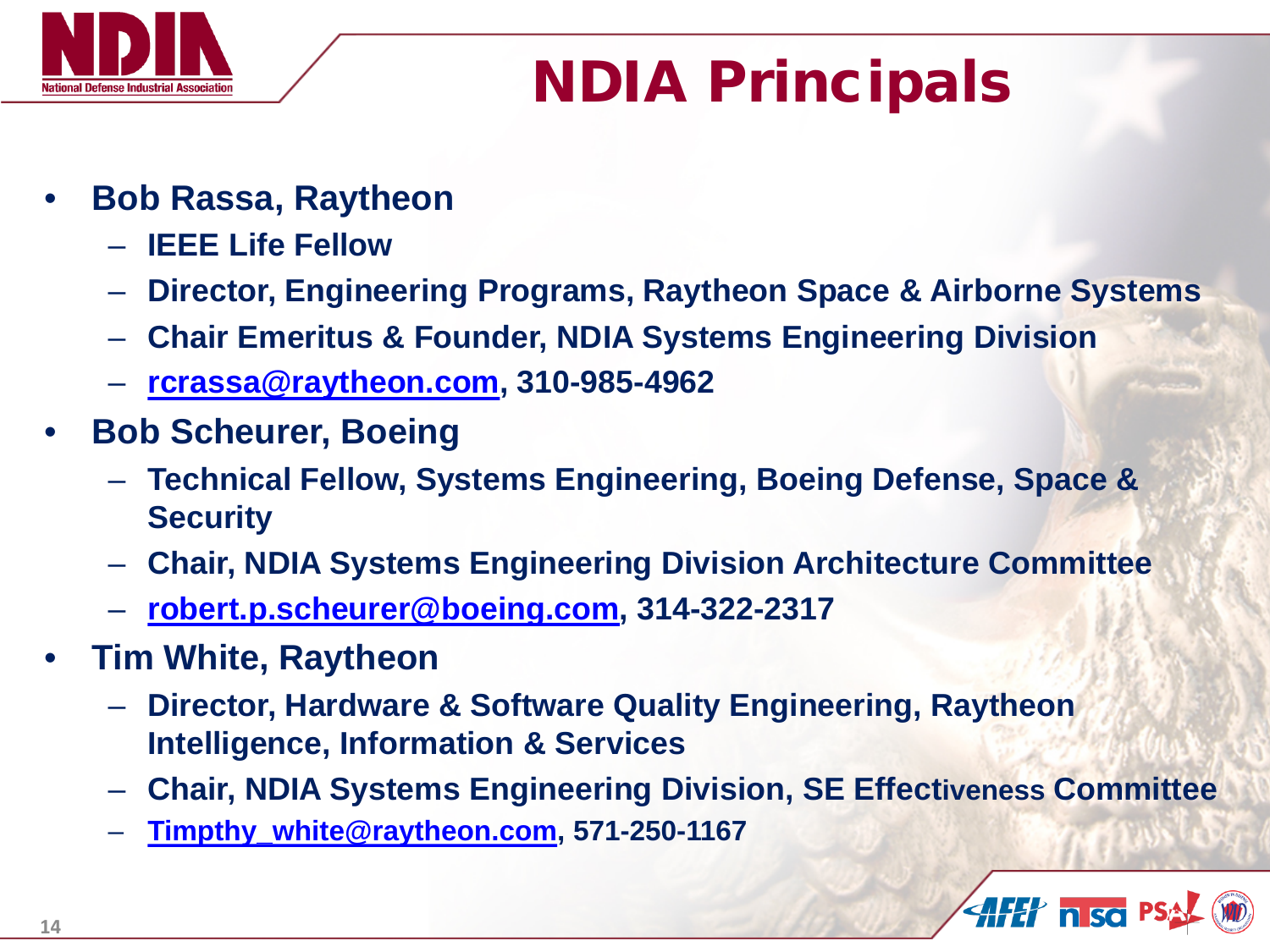# NDIA Principals

- **Bob Rassa, Raytheon**
  - **IEEE Life Fellow**
  - **Director, Engineering Programs, Raytheon Space & Airborne Systems**
  - **Chair Emeritus & Founder, NDIA Systems Engineering Division**
  - **rcrassa@raytheon.com, 310-985-4962**
- **Bob Scheurer, Boeing**
  - **Technical Fellow, Systems Engineering, Boeing Defense, Space & Security**
  - **Chair, NDIA Systems Engineering Division Architecture Committee**
  - **robert.p.scheurer@boeing.com, 314-322-2317**
- **Tim White, Raytheon**
  - **Director, Hardware & Software Quality Engineering, Raytheon Intelligence, Information & Services**
  - **Chair, NDIA Systems Engineering Division, SE Effectiveness Committee**
  - **Timpthy_white@raytheon.com, 571-250-1167**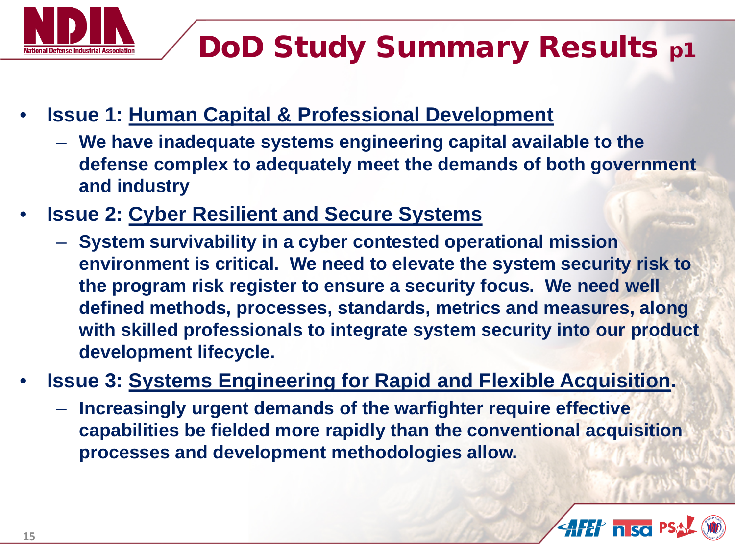# DoD Study Summary Results p1

- **Issue 1: <u>Human Capital & Professional Development</u>**
  - **We have inadequate systems engineering capital available to the defense complex to adequately meet the demands of both government and industry**
- **Issue 2: <u>Cyber Resilient and Secure Systems</u>**
  - **System survivability in a cyber contested operational mission environment is critical. We need to elevate the system security risk to the program risk register to ensure a security focus. We need well defined methods, processes, standards, metrics and measures, along with skilled professionals to integrate system security into our product development lifecycle.**
- **Issue 3: <u>Systems Engineering for Rapid and Flexible Acquisition</u>.**
  - **Increasingly urgent demands of the warfighter require effective capabilities be fielded more rapidly than the conventional acquisition processes and development methodologies allow.**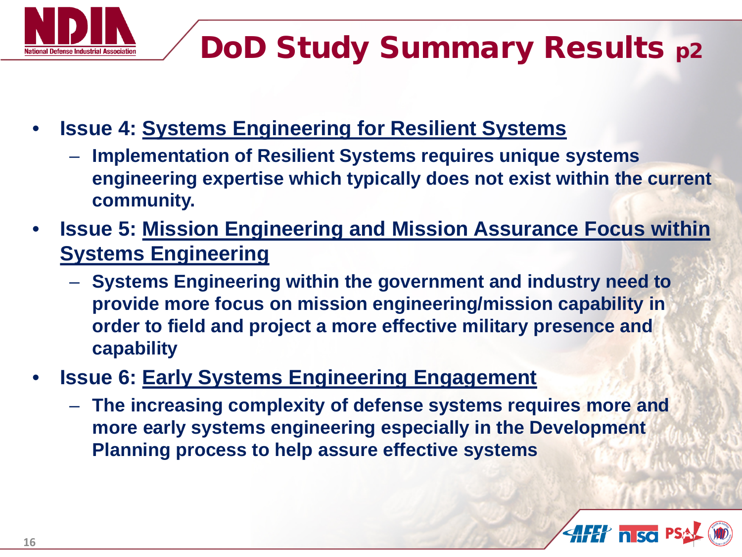# DoD Study Summary Results p2

- **Issue 4: <u>Systems Engineering for Resilient Systems</u>**
  - **Implementation of Resilient Systems requires unique systems engineering expertise which typically does not exist within the current community.**
- **Issue 5: <u>Mission Engineering and Mission Assurance Focus within Systems Engineering</u>**
  - **Systems Engineering within the government and industry need to provide more focus on mission engineering/mission capability in order to field and project a more effective military presence and capability**
- **Issue 6: <u>Early Systems Engineering Engagement</u>**
  - **The increasing complexity of defense systems requires more and more early systems engineering especially in the Development Planning process to help assure effective systems**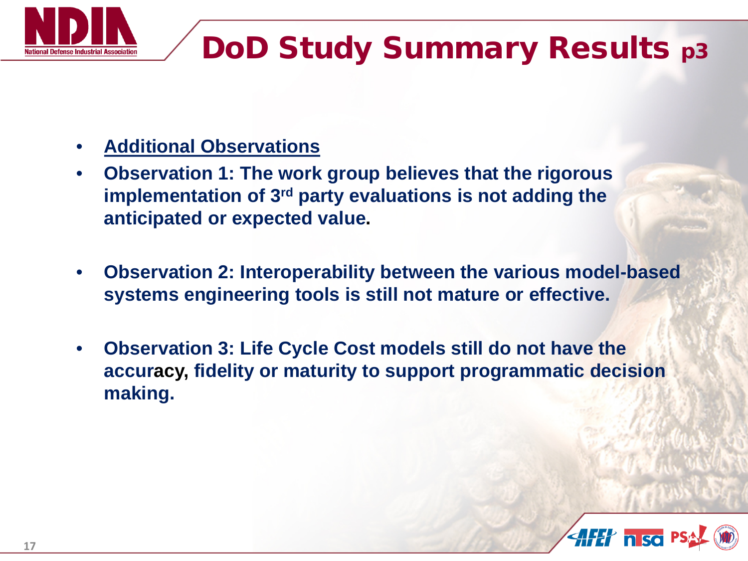# DoD Study Summary Results p3

- **Additional Observations**
- **Observation 1: The work group believes that the rigorous implementation of 3rd party evaluations is not adding the anticipated or expected value.**
- **Observation 2: Interoperability between the various model-based systems engineering tools is still not mature or effective.**
- **Observation 3: Life Cycle Cost models still do not have the accuracy, fidelity or maturity to support programmatic decision making.**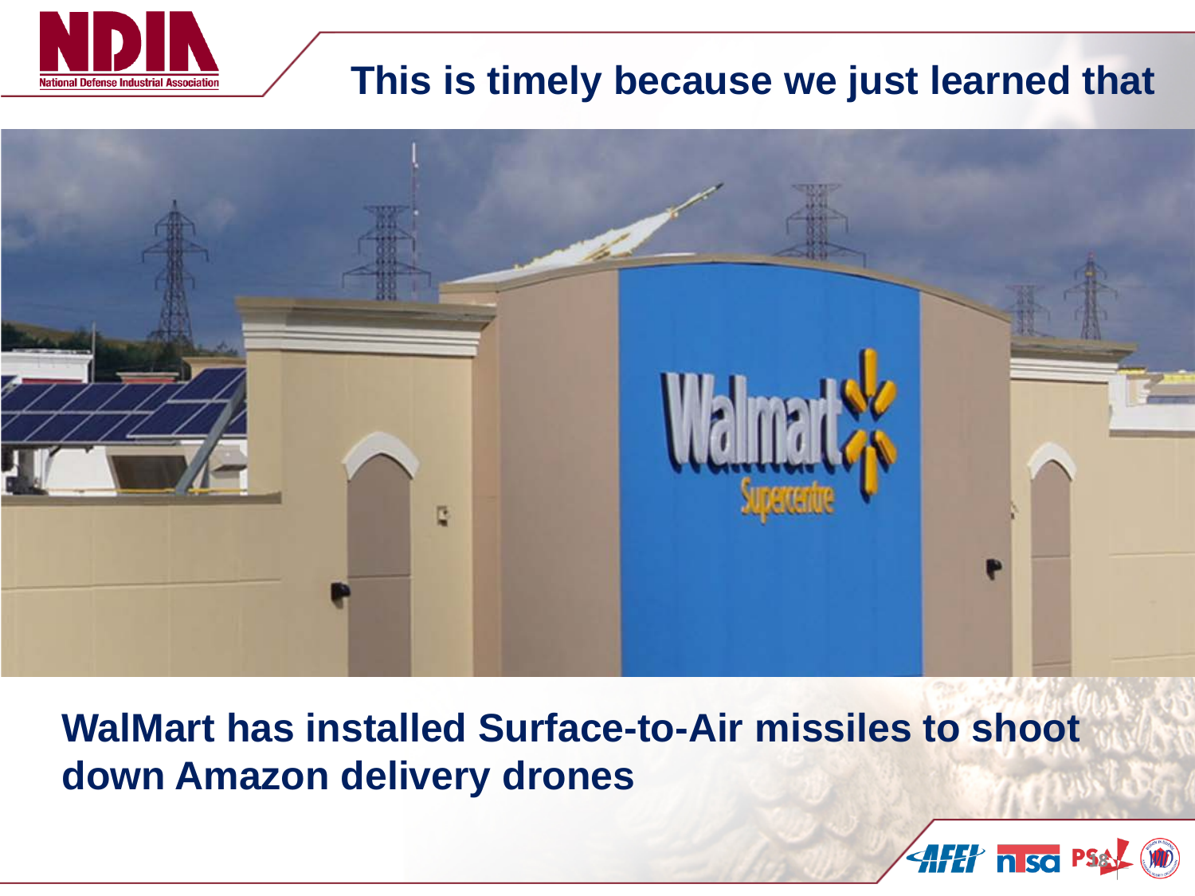## This is timely because we just learned that

**WalMart has installed Surface-to-Air missiles to shoot down Amazon delivery drones**